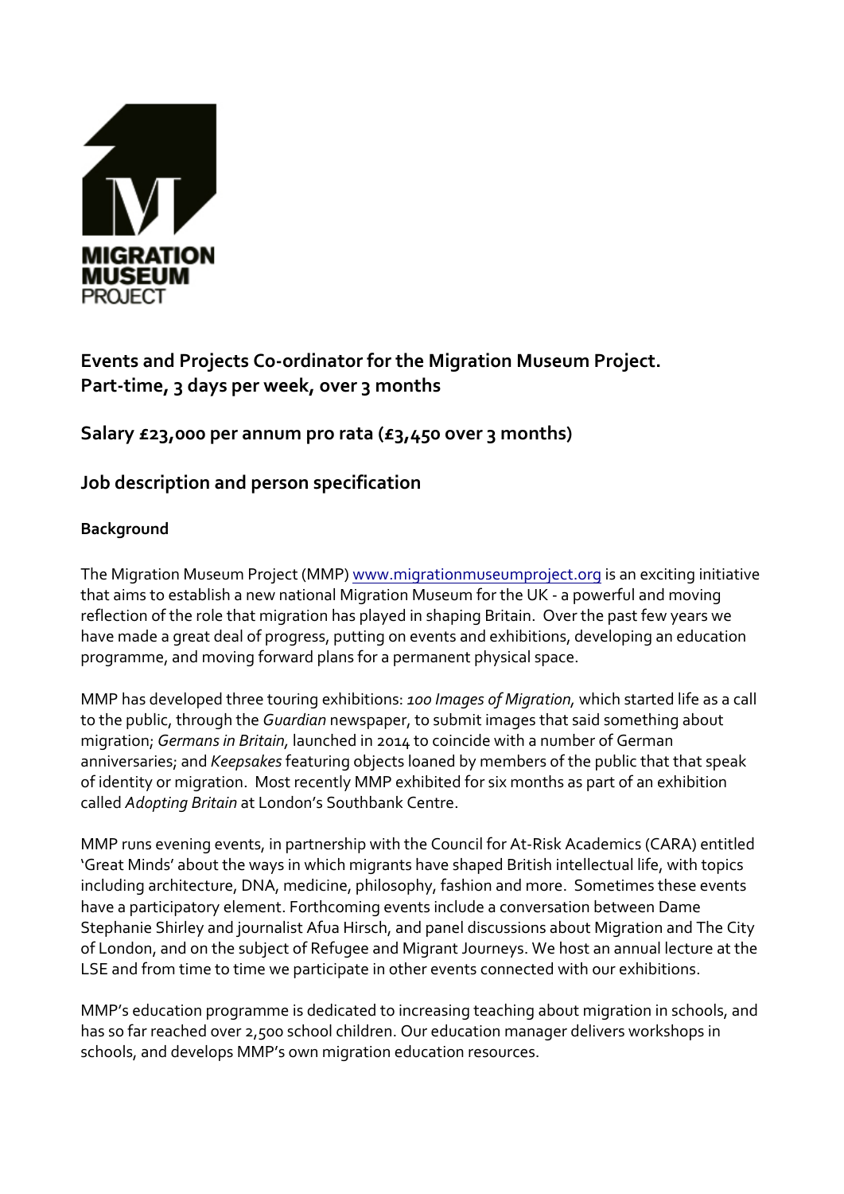MIGRATION MUSEUM PROJECT

## Events and Projects Co-ordinator for the Migration Museum Project. Part-time, 3 days per week, over 3 months

## Salary £23,000 per annum pro rata (£3,450 over 3 months)

## Job description and person specification

### Background

The Migration Museum Project (MMP) www.migrationmuseumproject.org is an exciting initiative that aims to establish a new national Migration Museum for the UK - a powerful and moving reflection of the role that migration has played in shaping Britain. Over the past few years we have made a great deal of progress, putting on events and exhibitions, developing an education programme, and moving forward plans for a permanent physical space.

MMP has developed three touring exhibitions: *100 Images of Migration,* which started life as a call to the public, through the *Guardian* newspaper, to submit images that said something about migration; *Germans in Britain,* launched in 2014 to coincide with a number of German anniversaries; and *Keepsakes* featuring objects loaned by members of the public that that speak of identity or migration. Most recently MMP exhibited for six months as part of an exhibition called *Adopting Britain* at London's Southbank Centre.

MMP runs evening events, in partnership with the Council for At-Risk Academics (CARA) entitled 'Great Minds' about the ways in which migrants have shaped British intellectual life, with topics including architecture, DNA, medicine, philosophy, fashion and more. Sometimes these events have a participatory element. Forthcoming events include a conversation between Dame Stephanie Shirley and journalist Afua Hirsch, and panel discussions about Migration and The City of London, and on the subject of Refugee and Migrant Journeys. We host an annual lecture at the LSE and from time to time we participate in other events connected with our exhibitions.

MMP's education programme is dedicated to increasing teaching about migration in schools, and has so far reached over 2,500 school children. Our education manager delivers workshops in schools, and develops MMP's own migration education resources.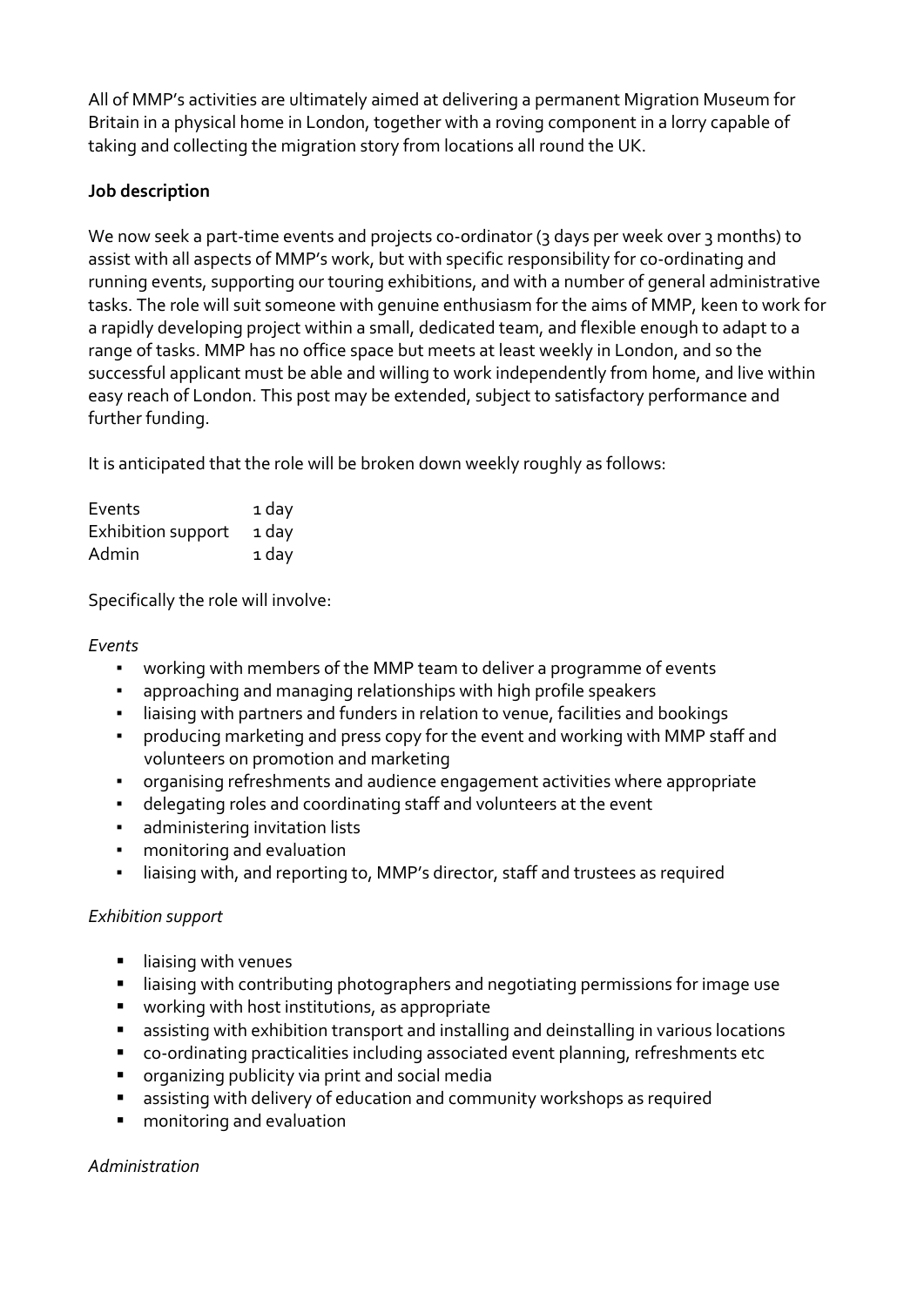All of MMP's activities are ultimately aimed at delivering a permanent Migration Museum for Britain in a physical home in London, together with a roving component in a lorry capable of taking and collecting the migration story from locations all round the UK.

**Job description**

We now seek a part-time events and projects co-ordinator (3 days per week over 3 months) to assist with all aspects of MMP's work, but with specific responsibility for co-ordinating and running events, supporting our touring exhibitions, and with a number of general administrative tasks. The role will suit someone with genuine enthusiasm for the aims of MMP, keen to work for a rapidly developing project within a small, dedicated team, and flexible enough to adapt to a range of tasks. MMP has no office space but meets at least weekly in London, and so the successful applicant must be able and willing to work independently from home, and live within easy reach of London. This post may be extended, subject to satisfactory performance and further funding.

It is anticipated that the role will be broken down weekly roughly as follows:

| | |
|---|---|
| Events | 1 day |
| Exhibition support | 1 day |
| Admin | 1 day |

Specifically the role will involve:

*Events*

- working with members of the MMP team to deliver a programme of events
- approaching and managing relationships with high profile speakers
- liaising with partners and funders in relation to venue, facilities and bookings
- producing marketing and press copy for the event and working with MMP staff and volunteers on promotion and marketing
- organising refreshments and audience engagement activities where appropriate
- delegating roles and coordinating staff and volunteers at the event
- administering invitation lists
- monitoring and evaluation
- liaising with, and reporting to, MMP's director, staff and trustees as required

*Exhibition support*

- liaising with venues
- liaising with contributing photographers and negotiating permissions for image use
- working with host institutions, as appropriate
- assisting with exhibition transport and installing and deinstalling in various locations
- co-ordinating practicalities including associated event planning, refreshments etc
- organizing publicity via print and social media
- assisting with delivery of education and community workshops as required
- monitoring and evaluation

*Administration*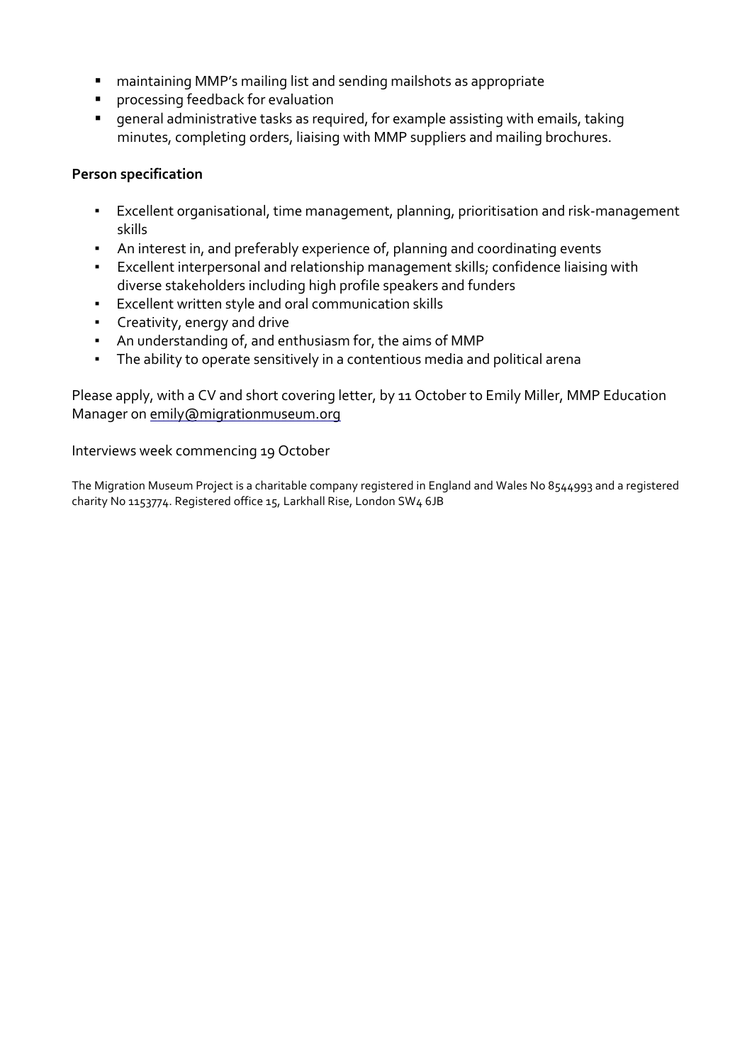- maintaining MMP's mailing list and sending mailshots as appropriate
- processing feedback for evaluation
- general administrative tasks as required, for example assisting with emails, taking minutes, completing orders, liaising with MMP suppliers and mailing brochures.

**Person specification**

- Excellent organisational, time management, planning, prioritisation and risk-management skills
- An interest in, and preferably experience of, planning and coordinating events
- Excellent interpersonal and relationship management skills; confidence liaising with diverse stakeholders including high profile speakers and funders
- Excellent written style and oral communication skills
- Creativity, energy and drive
- An understanding of, and enthusiasm for, the aims of MMP
- The ability to operate sensitively in a contentious media and political arena

Please apply, with a CV and short covering letter, by 11 October to Emily Miller, MMP Education Manager on emily@migrationmuseum.org

Interviews week commencing 19 October

The Migration Museum Project is a charitable company registered in England and Wales No 8544993 and a registered charity No 1153774. Registered office 15, Larkhall Rise, London SW4 6JB